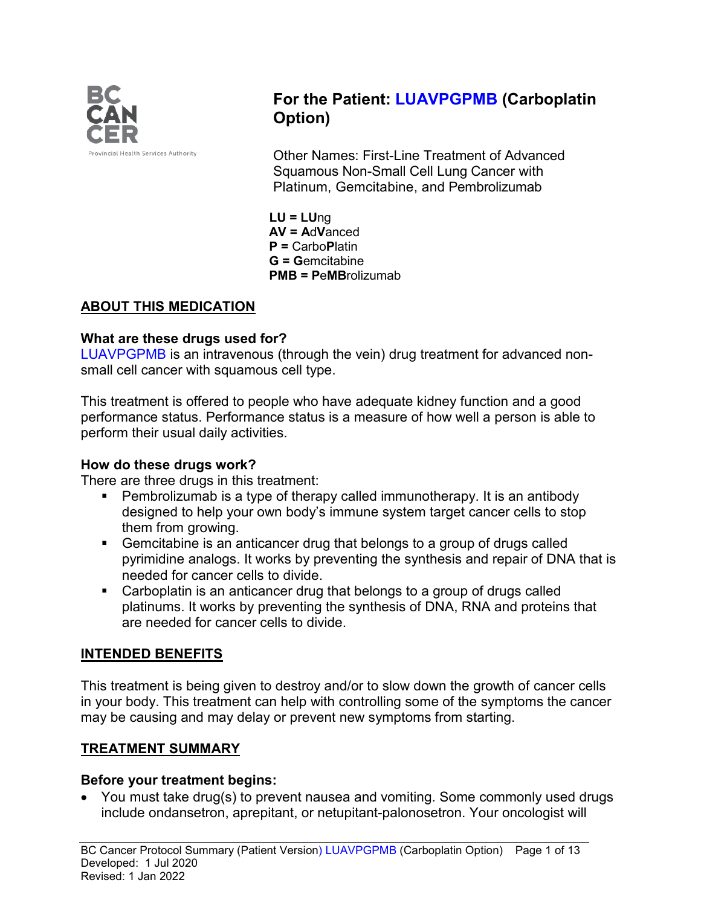# For the Patient: LUAVPGPMB (Carboplatin Option)

Other Names: First-Line Treatment of Advanced Squamous Non-Small Cell Lung Cancer with Platinum, Gemcitabine, and Pembrolizumab

**LU = LU**ng
**AV = A**d**V**anced
**P =** Carbo**P**latin
**G = G**emcitabine
**PMB = P**e**MB**rolizumab

## ABOUT THIS MEDICATION

### What are these drugs used for?

LUAVPGPMB is an intravenous (through the vein) drug treatment for advanced non-small cell cancer with squamous cell type.

This treatment is offered to people who have adequate kidney function and a good performance status. Performance status is a measure of how well a person is able to perform their usual daily activities.

### How do these drugs work?

There are three drugs in this treatment:

- Pembrolizumab is a type of therapy called immunotherapy. It is an antibody designed to help your own body's immune system target cancer cells to stop them from growing.
- Gemcitabine is an anticancer drug that belongs to a group of drugs called pyrimidine analogs. It works by preventing the synthesis and repair of DNA that is needed for cancer cells to divide.
- Carboplatin is an anticancer drug that belongs to a group of drugs called platinums. It works by preventing the synthesis of DNA, RNA and proteins that are needed for cancer cells to divide.

## INTENDED BENEFITS

This treatment is being given to destroy and/or to slow down the growth of cancer cells in your body. This treatment can help with controlling some of the symptoms the cancer may be causing and may delay or prevent new symptoms from starting.

## TREATMENT SUMMARY

### Before your treatment begins:

- You must take drug(s) to prevent nausea and vomiting. Some commonly used drugs include ondansetron, aprepitant, or netupitant-palonosetron. Your oncologist will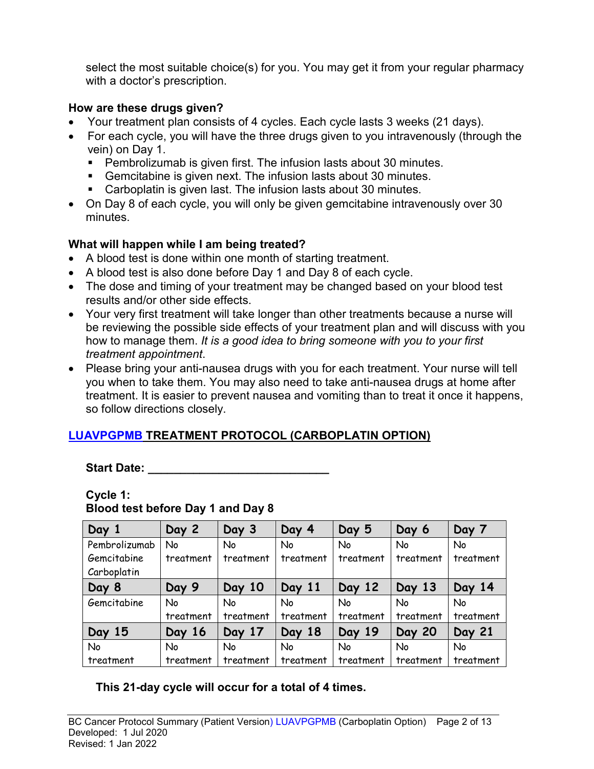select the most suitable choice(s) for you. You may get it from your regular pharmacy with a doctor's prescription.

**How are these drugs given?**

- Your treatment plan consists of 4 cycles. Each cycle lasts 3 weeks (21 days).
- For each cycle, you will have the three drugs given to you intravenously (through the vein) on Day 1.
  - Pembrolizumab is given first. The infusion lasts about 30 minutes.
  - Gemcitabine is given next. The infusion lasts about 30 minutes.
  - Carboplatin is given last. The infusion lasts about 30 minutes.
- On Day 8 of each cycle, you will only be given gemcitabine intravenously over 30 minutes.

**What will happen while I am being treated?**

- A blood test is done within one month of starting treatment.
- A blood test is also done before Day 1 and Day 8 of each cycle.
- The dose and timing of your treatment may be changed based on your blood test results and/or other side effects.
- Your very first treatment will take longer than other treatments because a nurse will be reviewing the possible side effects of your treatment plan and will discuss with you how to manage them. *It is a good idea to bring someone with you to your first treatment appointment*.
- Please bring your anti-nausea drugs with you for each treatment. Your nurse will tell you when to take them. You may also need to take anti-nausea drugs at home after treatment. It is easier to prevent nausea and vomiting than to treat it once it happens, so follow directions closely.

## LUAVPGPMB TREATMENT PROTOCOL (CARBOPLATIN OPTION)

**Start Date: ___________________________**

**Cycle 1:**
**Blood test before Day 1 and Day 8**

| Day 1 | Day 2 | Day 3 | Day 4 | Day 5 | Day 6 | Day 7 |
|---|---|---|---|---|---|---|
| Pembrolizumab Gemcitabine Carboplatin | No treatment | No treatment | No treatment | No treatment | No treatment | No treatment |
| **Day 8** | **Day 9** | **Day 10** | **Day 11** | **Day 12** | **Day 13** | **Day 14** |
| Gemcitabine | No treatment | No treatment | No treatment | No treatment | No treatment | No treatment |
| **Day 15** | **Day 16** | **Day 17** | **Day 18** | **Day 19** | **Day 20** | **Day 21** |
| No treatment | No treatment | No treatment | No treatment | No treatment | No treatment | No treatment |

**This 21-day cycle will occur for a total of 4 times.**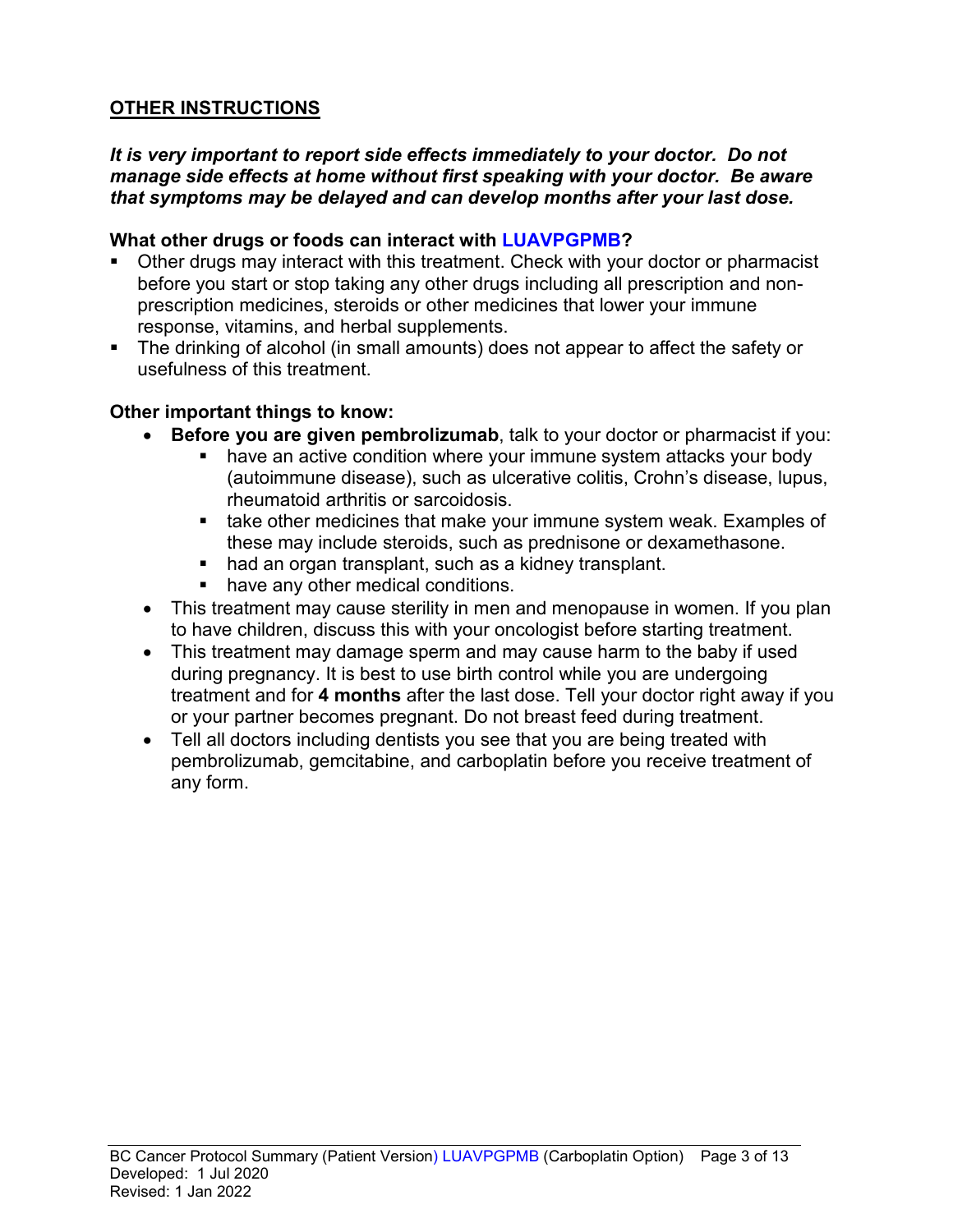## OTHER INSTRUCTIONS

***It is very important to report side effects immediately to your doctor. Do not manage side effects at home without first speaking with your doctor. Be aware that symptoms may be delayed and can develop months after your last dose.***

**What other drugs or foods can interact with LUAVPGPMB?**

- Other drugs may interact with this treatment. Check with your doctor or pharmacist before you start or stop taking any other drugs including all prescription and non-prescription medicines, steroids or other medicines that lower your immune response, vitamins, and herbal supplements.
- The drinking of alcohol (in small amounts) does not appear to affect the safety or usefulness of this treatment.

**Other important things to know:**

- **Before you are given pembrolizumab**, talk to your doctor or pharmacist if you:
  - have an active condition where your immune system attacks your body (autoimmune disease), such as ulcerative colitis, Crohn's disease, lupus, rheumatoid arthritis or sarcoidosis.
  - take other medicines that make your immune system weak. Examples of these may include steroids, such as prednisone or dexamethasone.
  - had an organ transplant, such as a kidney transplant.
  - have any other medical conditions.
- This treatment may cause sterility in men and menopause in women. If you plan to have children, discuss this with your oncologist before starting treatment.
- This treatment may damage sperm and may cause harm to the baby if used during pregnancy. It is best to use birth control while you are undergoing treatment and for **4 months** after the last dose. Tell your doctor right away if you or your partner becomes pregnant. Do not breast feed during treatment.
- Tell all doctors including dentists you see that you are being treated with pembrolizumab, gemcitabine, and carboplatin before you receive treatment of any form.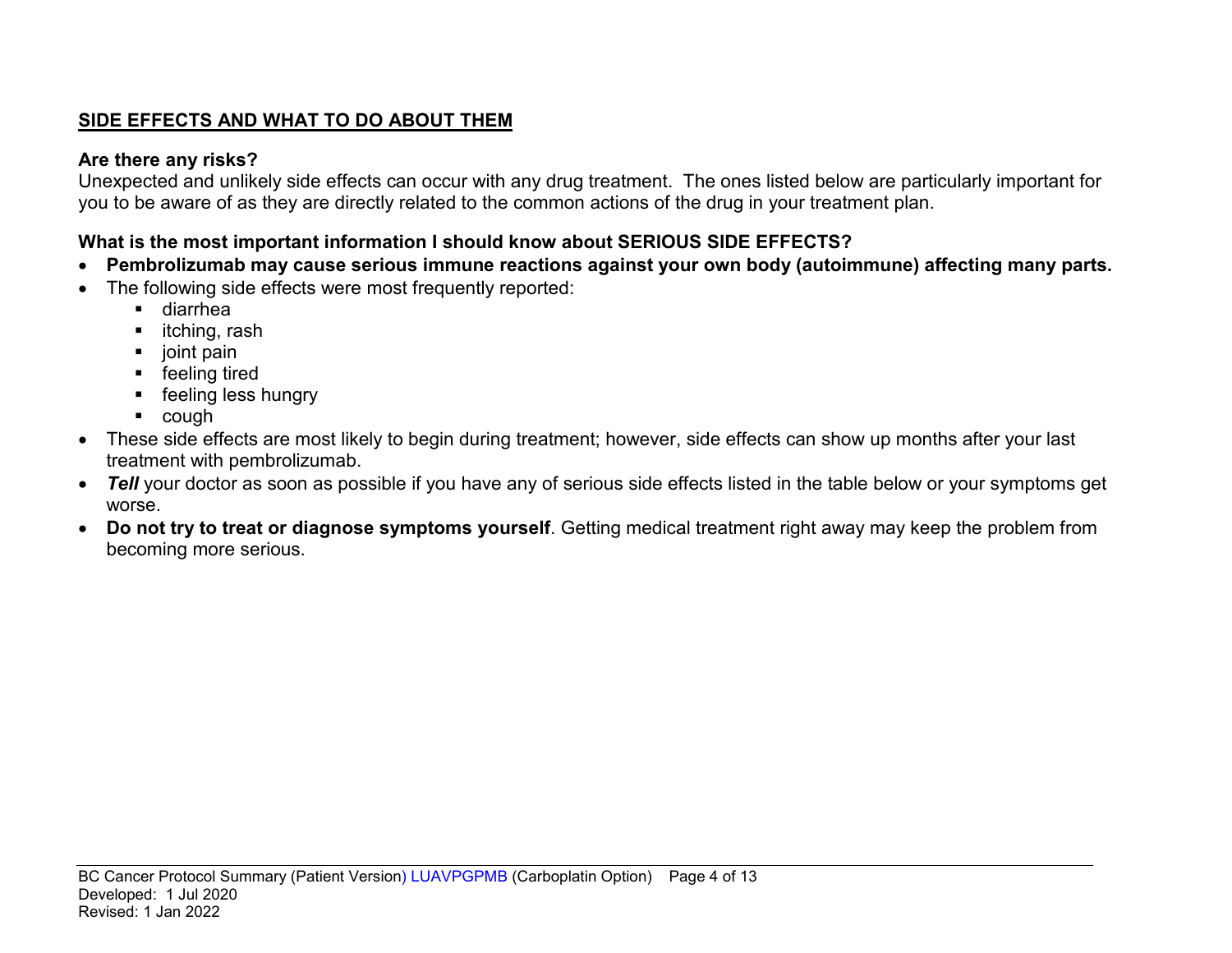## SIDE EFFECTS AND WHAT TO DO ABOUT THEM

**Are there any risks?**

Unexpected and unlikely side effects can occur with any drug treatment. The ones listed below are particularly important for you to be aware of as they are directly related to the common actions of the drug in your treatment plan.

**What is the most important information I should know about SERIOUS SIDE EFFECTS?**

- **Pembrolizumab may cause serious immune reactions against your own body (autoimmune) affecting many parts.**
- The following side effects were most frequently reported:
  - diarrhea
  - itching, rash
  - joint pain
  - feeling tired
  - feeling less hungry
  - cough
- These side effects are most likely to begin during treatment; however, side effects can show up months after your last treatment with pembrolizumab.
- ***Tell*** your doctor as soon as possible if you have any of serious side effects listed in the table below or your symptoms get worse.
- **Do not try to treat or diagnose symptoms yourself**. Getting medical treatment right away may keep the problem from becoming more serious.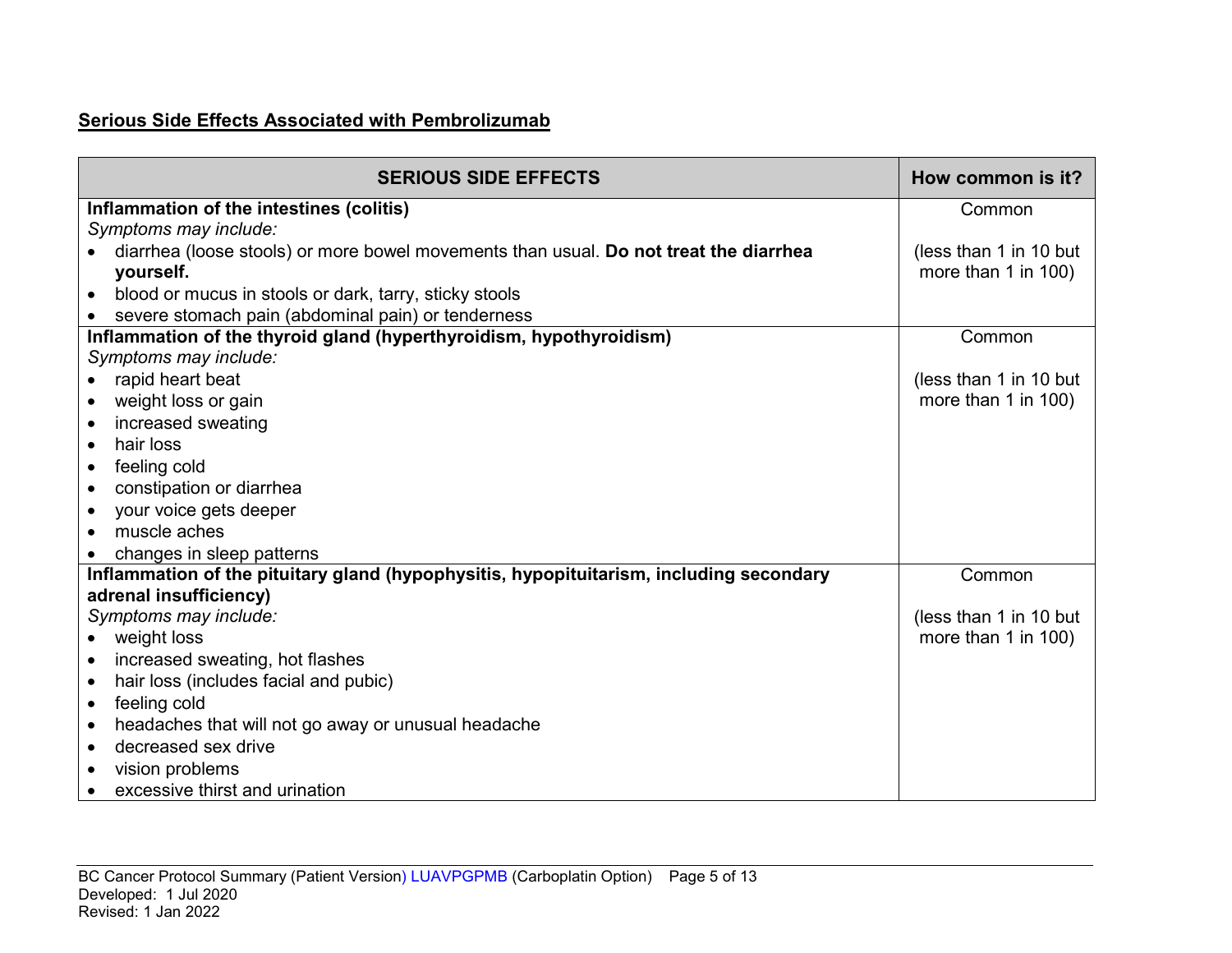## Serious Side Effects Associated with Pembrolizumab

| SERIOUS SIDE EFFECTS | How common is it? |
|---|---|
| **Inflammation of the intestines (colitis)**<br>*Symptoms may include:*<br>• diarrhea (loose stools) or more bowel movements than usual. **Do not treat the diarrhea yourself.**<br>• blood or mucus in stools or dark, tarry, sticky stools<br>• severe stomach pain (abdominal pain) or tenderness | Common<br><br>(less than 1 in 10 but more than 1 in 100) |
| **Inflammation of the thyroid gland (hyperthyroidism, hypothyroidism)**<br>*Symptoms may include:*<br>• rapid heart beat<br>• weight loss or gain<br>• increased sweating<br>• hair loss<br>• feeling cold<br>• constipation or diarrhea<br>• your voice gets deeper<br>• muscle aches<br>• changes in sleep patterns | Common<br><br>(less than 1 in 10 but more than 1 in 100) |
| **Inflammation of the pituitary gland (hypophysitis, hypopituitarism, including secondary adrenal insufficiency)**<br>*Symptoms may include:*<br>• weight loss<br>• increased sweating, hot flashes<br>• hair loss (includes facial and pubic)<br>• feeling cold<br>• headaches that will not go away or unusual headache<br>• decreased sex drive<br>• vision problems<br>• excessive thirst and urination | Common<br><br>(less than 1 in 10 but more than 1 in 100) |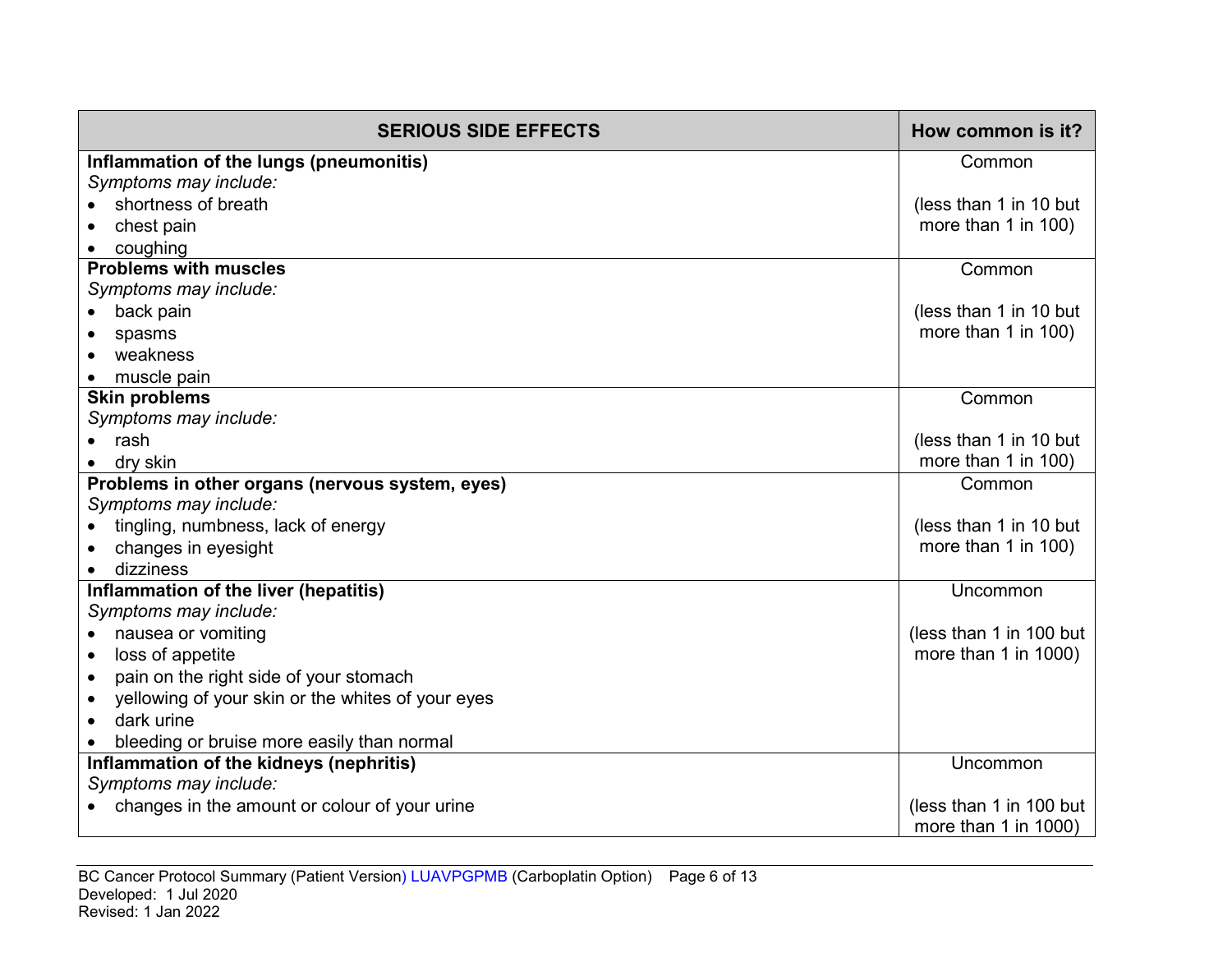| SERIOUS SIDE EFFECTS | How common is it? |
|---|---|
| **Inflammation of the lungs (pneumonitis)**<br>*Symptoms may include:*<br>• shortness of breath<br>• chest pain<br>• coughing | Common<br><br>(less than 1 in 10 but more than 1 in 100) |
| **Problems with muscles**<br>*Symptoms may include:*<br>• back pain<br>• spasms<br>• weakness<br>• muscle pain | Common<br><br>(less than 1 in 10 but more than 1 in 100) |
| **Skin problems**<br>*Symptoms may include:*<br>• rash<br>• dry skin | Common<br><br>(less than 1 in 10 but more than 1 in 100) |
| **Problems in other organs (nervous system, eyes)**<br>*Symptoms may include:*<br>• tingling, numbness, lack of energy<br>• changes in eyesight<br>• dizziness | Common<br><br>(less than 1 in 10 but more than 1 in 100) |
| **Inflammation of the liver (hepatitis)**<br>*Symptoms may include:*<br>• nausea or vomiting<br>• loss of appetite<br>• pain on the right side of your stomach<br>• yellowing of your skin or the whites of your eyes<br>• dark urine<br>• bleeding or bruise more easily than normal | Uncommon<br><br>(less than 1 in 100 but more than 1 in 1000) |
| **Inflammation of the kidneys (nephritis)**<br>*Symptoms may include:*<br>• changes in the amount or colour of your urine | Uncommon<br><br>(less than 1 in 100 but more than 1 in 1000) |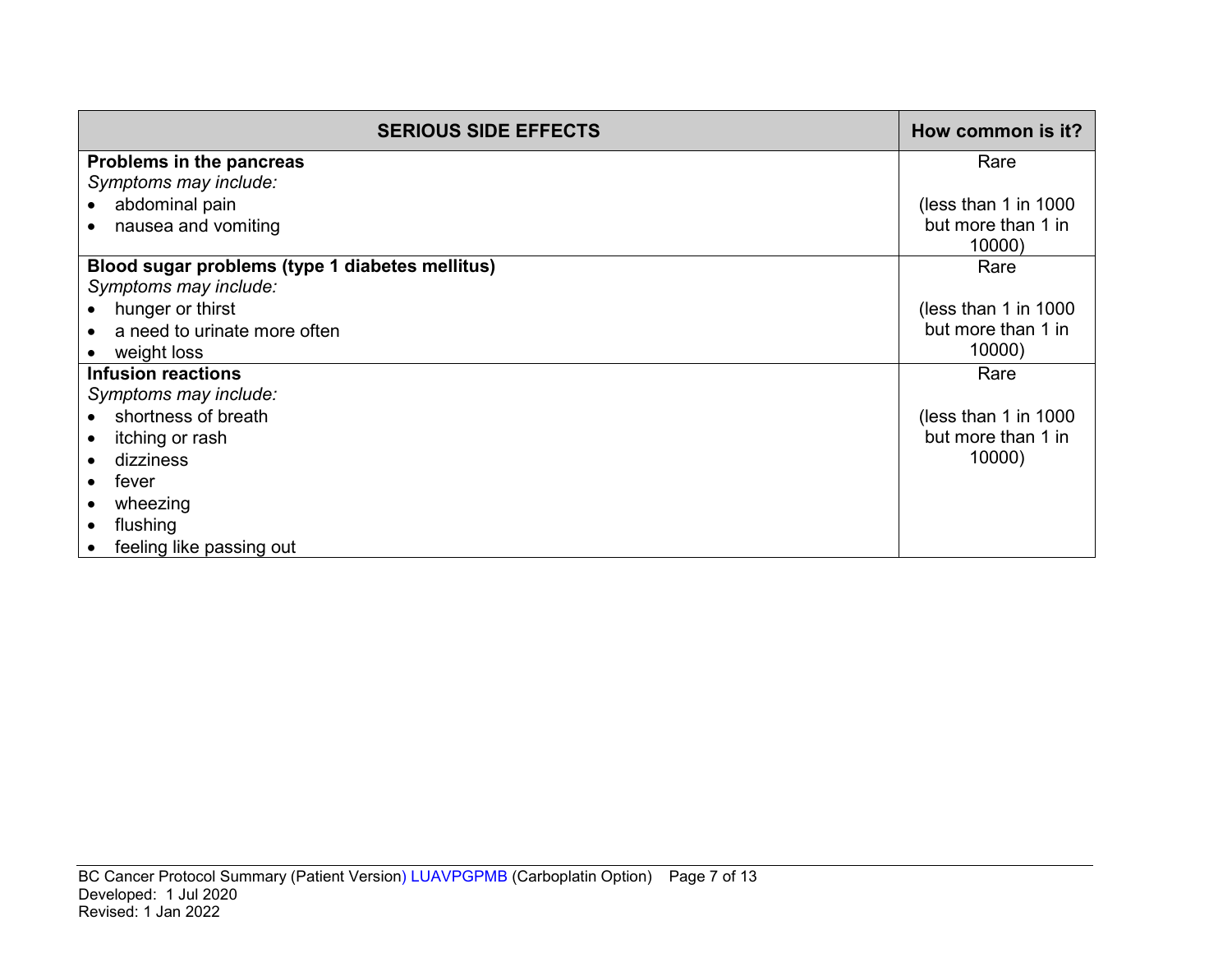| SERIOUS SIDE EFFECTS | How common is it? |
| --- | --- |
| **Problems in the pancreas**<br>*Symptoms may include:*<br>• abdominal pain<br>• nausea and vomiting | Rare<br><br>(less than 1 in 1000 but more than 1 in 10000) |
| **Blood sugar problems (type 1 diabetes mellitus)**<br>*Symptoms may include:*<br>• hunger or thirst<br>• a need to urinate more often<br>• weight loss | Rare<br><br>(less than 1 in 1000 but more than 1 in 10000) |
| **Infusion reactions**<br>*Symptoms may include:*<br>• shortness of breath<br>• itching or rash<br>• dizziness<br>• fever<br>• wheezing<br>• flushing<br>• feeling like passing out | Rare<br><br>(less than 1 in 1000 but more than 1 in 10000) |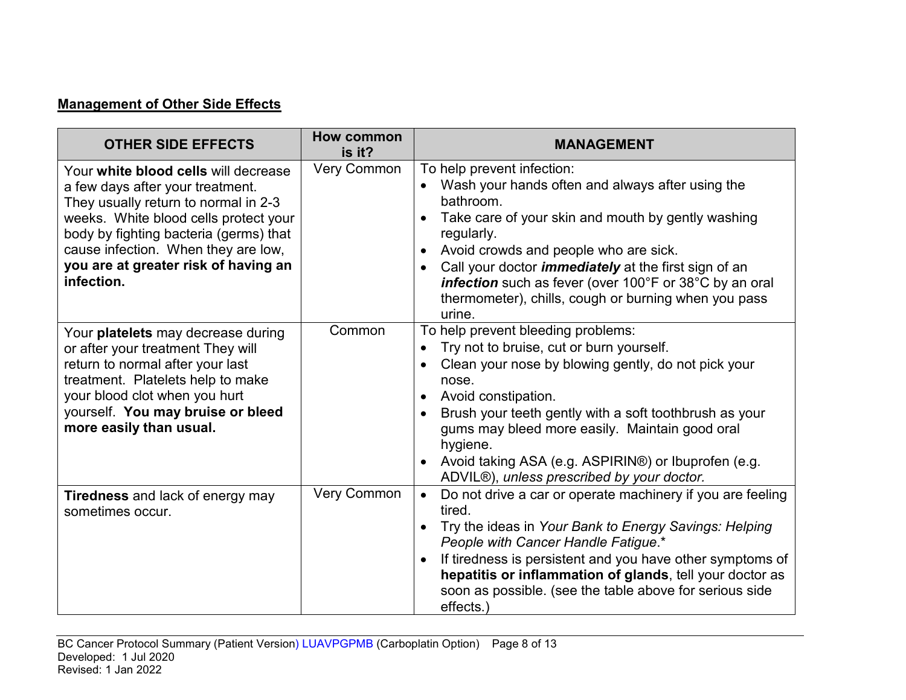**Management of Other Side Effects**

| OTHER SIDE EFFECTS | How common is it? | MANAGEMENT |
|---|---|---|
| Your **white blood cells** will decrease a few days after your treatment. They usually return to normal in 2-3 weeks. White blood cells protect your body by fighting bacteria (germs) that cause infection. When they are low, **you are at greater risk of having an infection.** | Very Common | To help prevent infection:<br>• Wash your hands often and always after using the bathroom.<br>• Take care of your skin and mouth by gently washing regularly.<br>• Avoid crowds and people who are sick.<br>• Call your doctor ***immediately*** at the first sign of an ***infection*** such as fever (over 100°F or 38°C by an oral thermometer), chills, cough or burning when you pass urine. |
| Your **platelets** may decrease during or after your treatment They will return to normal after your last treatment. Platelets help to make your blood clot when you hurt yourself. **You may bruise or bleed more easily than usual.** | Common | To help prevent bleeding problems:<br>• Try not to bruise, cut or burn yourself.<br>• Clean your nose by blowing gently, do not pick your nose.<br>• Avoid constipation.<br>• Brush your teeth gently with a soft toothbrush as your gums may bleed more easily. Maintain good oral hygiene.<br>• Avoid taking ASA (e.g. ASPIRIN®) or Ibuprofen (e.g. ADVIL®), *unless prescribed by your doctor.* |
| **Tiredness** and lack of energy may sometimes occur. | Very Common | • Do not drive a car or operate machinery if you are feeling tired.<br>• Try the ideas in *Your Bank to Energy Savings: Helping People with Cancer Handle Fatigue*.*<br>• If tiredness is persistent and you have other symptoms of **hepatitis or inflammation of glands**, tell your doctor as soon as possible. (see the table above for serious side effects.) |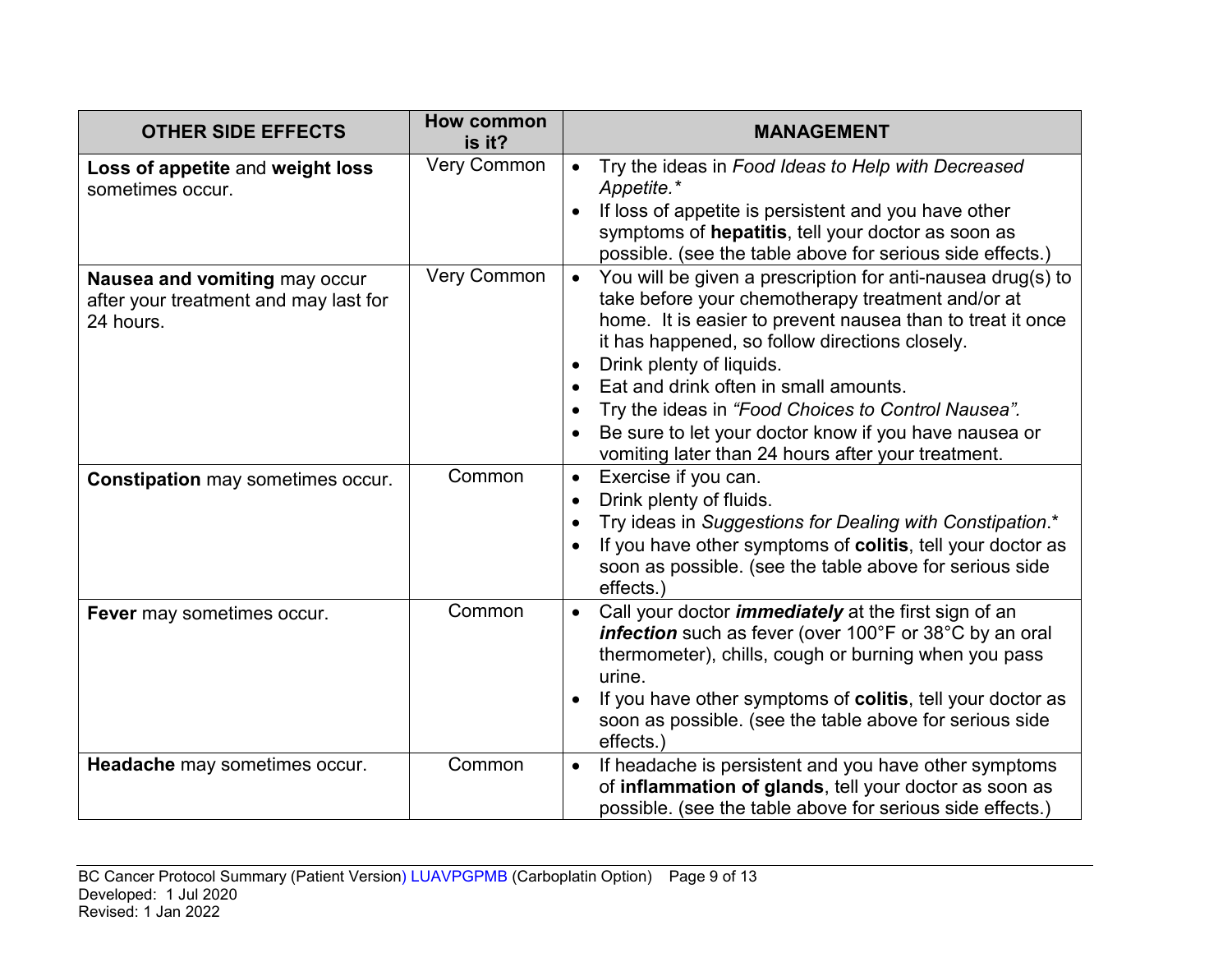| OTHER SIDE EFFECTS | How common is it? | MANAGEMENT |
|---|---|---|
| **Loss of appetite** and **weight loss** sometimes occur. | Very Common | • Try the ideas in *Food Ideas to Help with Decreased Appetite.\**<br>• If loss of appetite is persistent and you have other symptoms of **hepatitis**, tell your doctor as soon as possible. (see the table above for serious side effects.) |
| **Nausea and vomiting** may occur after your treatment and may last for 24 hours. | Very Common | • You will be given a prescription for anti-nausea drug(s) to take before your chemotherapy treatment and/or at home. It is easier to prevent nausea than to treat it once it has happened, so follow directions closely.<br>• Drink plenty of liquids.<br>• Eat and drink often in small amounts.<br>• Try the ideas in *"Food Choices to Control Nausea".*<br>• Be sure to let your doctor know if you have nausea or vomiting later than 24 hours after your treatment. |
| **Constipation** may sometimes occur. | Common | • Exercise if you can.<br>• Drink plenty of fluids.<br>• Try ideas in *Suggestions for Dealing with Constipation*.*<br>• If you have other symptoms of **colitis**, tell your doctor as soon as possible. (see the table above for serious side effects.) |
| **Fever** may sometimes occur. | Common | • Call your doctor ***immediately*** at the first sign of an ***infection*** such as fever (over 100°F or 38°C by an oral thermometer), chills, cough or burning when you pass urine.<br>• If you have other symptoms of **colitis**, tell your doctor as soon as possible. (see the table above for serious side effects.) |
| **Headache** may sometimes occur. | Common | • If headache is persistent and you have other symptoms of **inflammation of glands**, tell your doctor as soon as possible. (see the table above for serious side effects.) |

BC Cancer Protocol Summary (Patient Version) LUAVPGPMB (Carboplatin Option)
Developed: 1 Jul 2020
Revised: 1 Jan 2022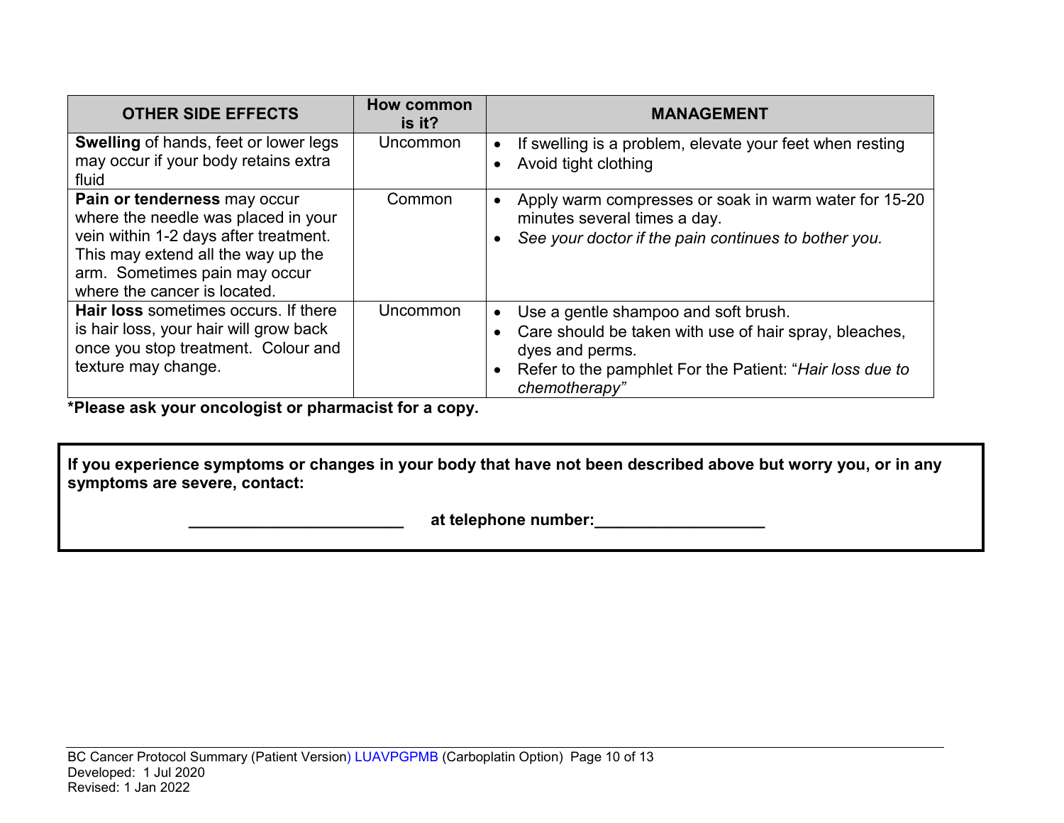| OTHER SIDE EFFECTS | How common is it? | MANAGEMENT |
|---|---|---|
| **Swelling** of hands, feet or lower legs may occur if your body retains extra fluid | Uncommon | • If swelling is a problem, elevate your feet when resting<br>• Avoid tight clothing |
| **Pain or tenderness** may occur where the needle was placed in your vein within 1-2 days after treatment. This may extend all the way up the arm. Sometimes pain may occur where the cancer is located. | Common | • Apply warm compresses or soak in warm water for 15-20 minutes several times a day.<br>• *See your doctor if the pain continues to bother you.* |
| **Hair loss** sometimes occurs. If there is hair loss, your hair will grow back once you stop treatment. Colour and texture may change. | Uncommon | • Use a gentle shampoo and soft brush.<br>• Care should be taken with use of hair spray, bleaches, dyes and perms.<br>• Refer to the pamphlet For the Patient: "*Hair loss due to chemotherapy"* |

**\*Please ask your oncologist or pharmacist for a copy.**

**If you experience symptoms or changes in your body that have not been described above but worry you, or in any symptoms are severe, contact:**

**________________________ at telephone number:___________________**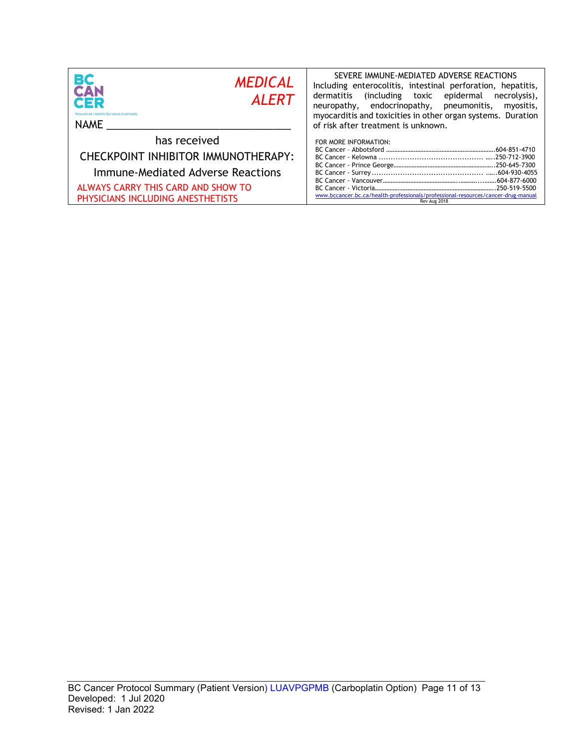BC CANCER
Provincial Health Services Authority

*MEDICAL ALERT*

NAME ________________________________

has received

CHECKPOINT INHIBITOR IMMUNOTHERAPY:

Immune-Mediated Adverse Reactions

ALWAYS CARRY THIS CARD AND SHOW TO PHYSICIANS INCLUDING ANESTHETISTS

SEVERE IMMUNE-MEDIATED ADVERSE REACTIONS

Including enterocolitis, intestinal perforation, hepatitis, dermatitis (including toxic epidermal necrolysis), neuropathy, endocrinopathy, pneumonitis, myositis, myocarditis and toxicities in other organ systems. Duration of risk after treatment is unknown.

FOR MORE INFORMATION:

BC Cancer – Abbotsford ....................................................................604-851-4710
BC Cancer - Kelowna ............................................. .....250-712-3900
BC Cancer - Prince George...............................................................250-645-7300
BC Cancer - Surrey ............................................... ......604-930-4055
BC Cancer - Vancouver..................................................................604-877-6000
BC Cancer - Victoria.......................................................................250-519-5500

www.bccancer.bc.ca/health-professionals/professional-resources/cancer-drug-manual

Rev Aug 2018

BC Cancer Protocol Summary (Patient Version) LUAVPGPMB (Carboplatin Option)
Developed: 1 Jul 2020
Revised: 1 Jan 2022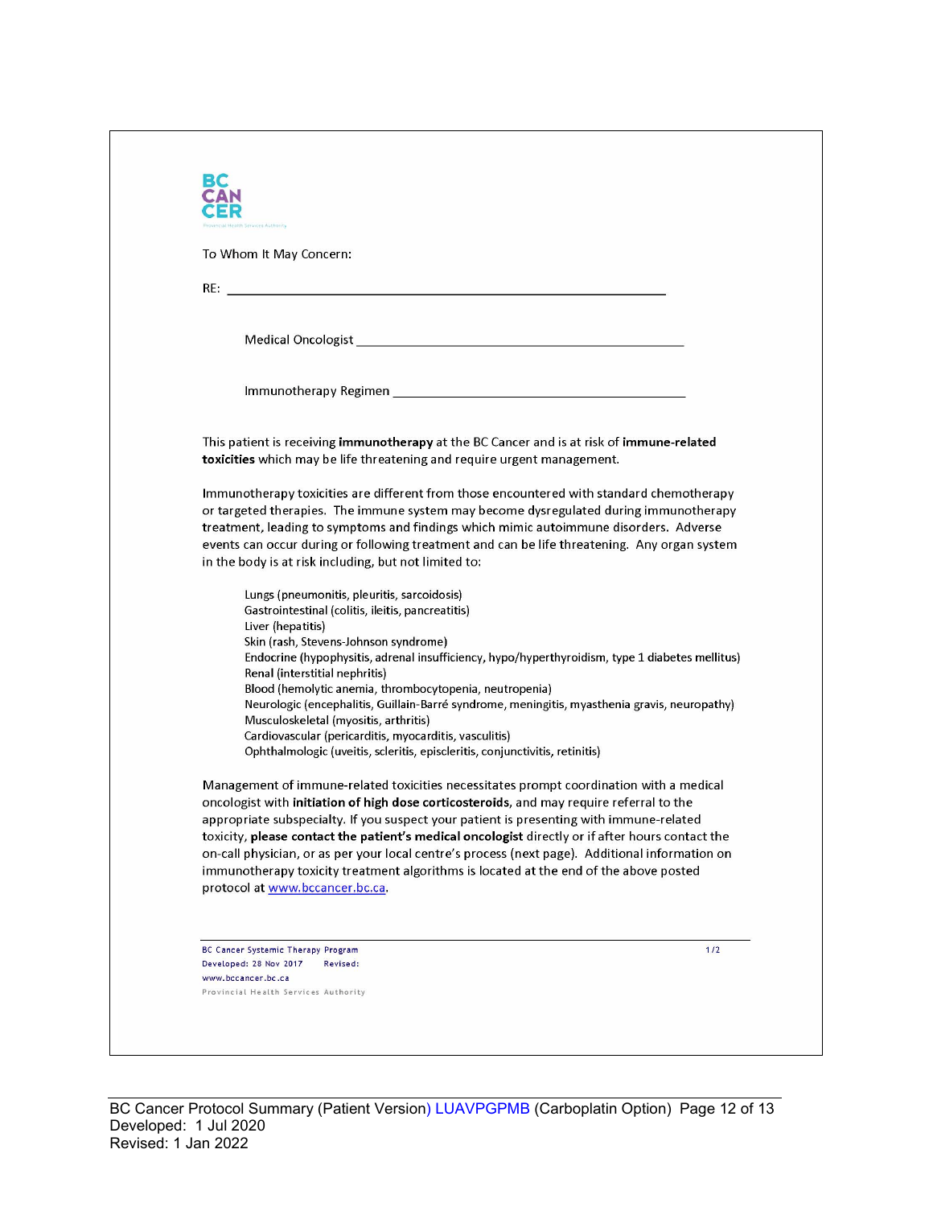To Whom It May Concern:

RE: ______________________________________________

Medical Oncologist ______________________________________

Immunotherapy Regimen ___________________________________

This patient is receiving **immunotherapy** at the BC Cancer and is at risk of **immune-related toxicities** which may be life threatening and require urgent management.

Immunotherapy toxicities are different from those encountered with standard chemotherapy or targeted therapies. The immune system may become dysregulated during immunotherapy treatment, leading to symptoms and findings which mimic autoimmune disorders. Adverse events can occur during or following treatment and can be life threatening. Any organ system in the body is at risk including, but not limited to:

- Lungs (pneumonitis, pleuritis, sarcoidosis)
- Gastrointestinal (colitis, ileitis, pancreatitis)
- Liver (hepatitis)
- Skin (rash, Stevens-Johnson syndrome)
- Endocrine (hypophysitis, adrenal insufficiency, hypo/hyperthyroidism, type 1 diabetes mellitus)
- Renal (interstitial nephritis)
- Blood (hemolytic anemia, thrombocytopenia, neutropenia)
- Neurologic (encephalitis, Guillain-Barré syndrome, meningitis, myasthenia gravis, neuropathy)
- Musculoskeletal (myositis, arthritis)
- Cardiovascular (pericarditis, myocarditis, vasculitis)
- Ophthalmologic (uveitis, scleritis, episcleritis, conjunctivitis, retinitis)

Management of immune-related toxicities necessitates prompt coordination with a medical oncologist with **initiation of high dose corticosteroids**, and may require referral to the appropriate subspecialty. If you suspect your patient is presenting with immune-related toxicity, **please contact the patient's medical oncologist** directly or if after hours contact the on-call physician, or as per your local centre's process (next page). Additional information on immunotherapy toxicity treatment algorithms is located at the end of the above posted protocol at www.bccancer.bc.ca.

BC Cancer Systemic Therapy Program
Developed: 28 Nov 2017 Revised:
www.bccancer.bc.ca
Provincial Health Services Authority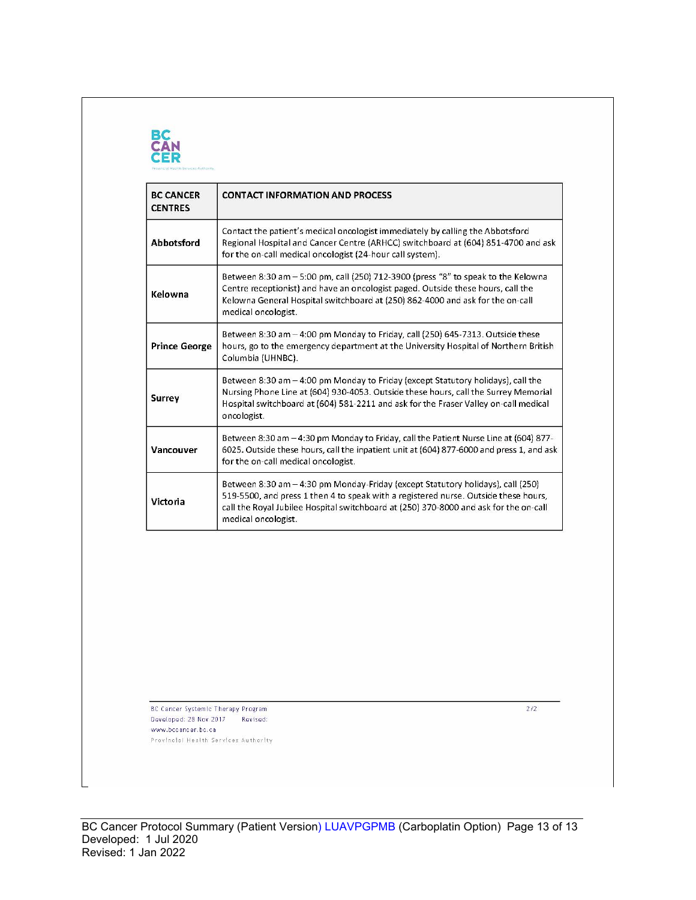| BC CANCER CENTRES | CONTACT INFORMATION AND PROCESS |
|---|---|
| **Abbotsford** | Contact the patient's medical oncologist immediately by calling the Abbotsford Regional Hospital and Cancer Centre (ARHCC) switchboard at (604) 851-4700 and ask for the on-call medical oncologist (24-hour call system). |
| **Kelowna** | Between 8:30 am – 5:00 pm, call (250) 712-3900 (press "8" to speak to the Kelowna Centre receptionist) and have an oncologist paged. Outside these hours, call the Kelowna General Hospital switchboard at (250) 862-4000 and ask for the on-call medical oncologist. |
| **Prince George** | Between 8:30 am – 4:00 pm Monday to Friday, call (250) 645-7313. Outside these hours, go to the emergency department at the University Hospital of Northern British Columbia (UHNBC). |
| **Surrey** | Between 8:30 am – 4:00 pm Monday to Friday (except Statutory holidays), call the Nursing Phone Line at (604) 930-4053. Outside these hours, call the Surrey Memorial Hospital switchboard at (604) 581-2211 and ask for the Fraser Valley on-call medical oncologist. |
| **Vancouver** | Between 8:30 am – 4:30 pm Monday to Friday, call the Patient Nurse Line at (604) 877-6025. Outside these hours, call the inpatient unit at (604) 877-6000 and press 1, and ask for the on-call medical oncologist. |
| **Victoria** | Between 8:30 am – 4:30 pm Monday-Friday (except Statutory holidays), call (250) 519-5500, and press 1 then 4 to speak with a registered nurse. Outside these hours, call the Royal Jubilee Hospital switchboard at (250) 370-8000 and ask for the on-call medical oncologist. |

BC Cancer Systemic Therapy Program
Developed: 28 Nov 2017 Revised:
www.bccancer.bc.ca
Provincial Health Services Authority